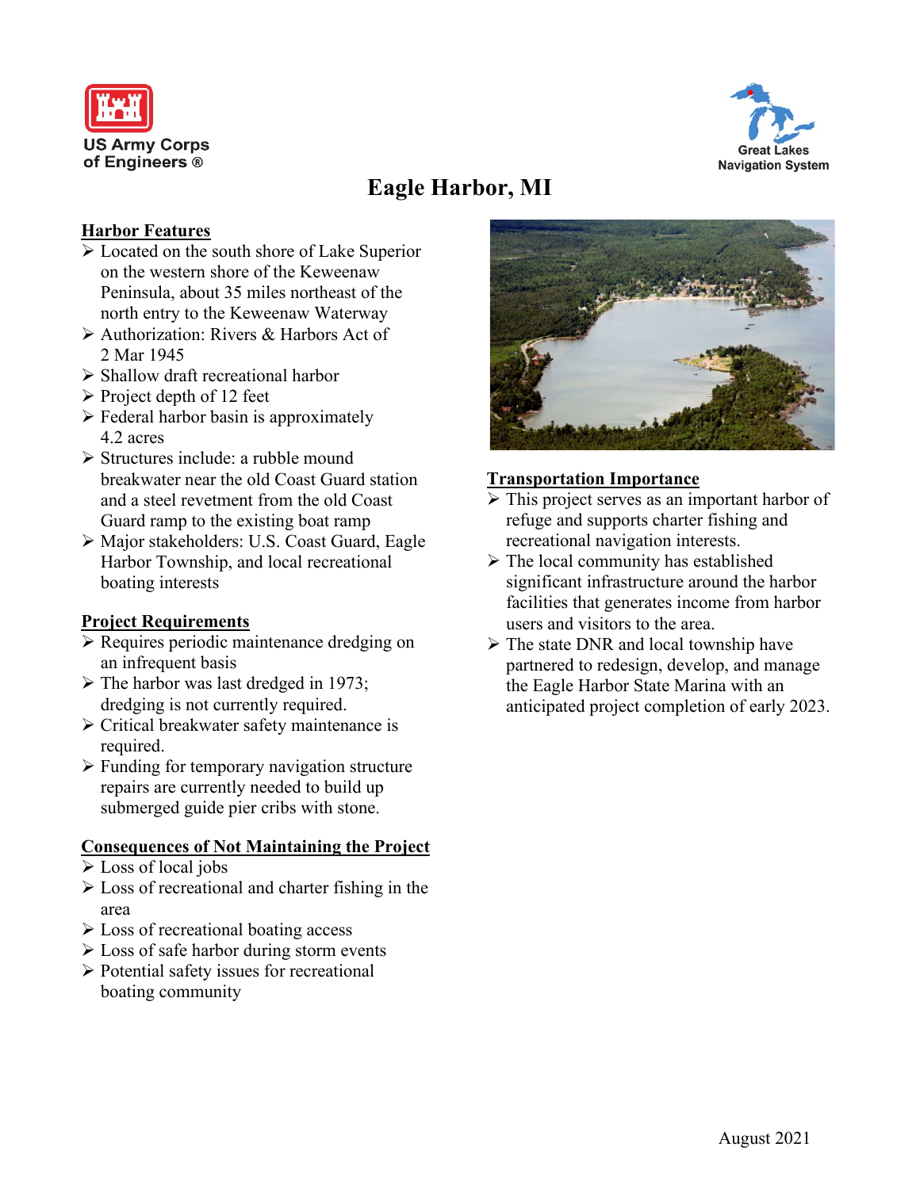US Army Corps of Engineers ®

Great Lakes Navigation System

# Eagle Harbor, MI

## Harbor Features

- Located on the south shore of Lake Superior on the western shore of the Keweenaw Peninsula, about 35 miles northeast of the north entry to the Keweenaw Waterway
- Authorization: Rivers & Harbors Act of 2 Mar 1945
- Shallow draft recreational harbor
- Project depth of 12 feet
- Federal harbor basin is approximately 4.2 acres
- Structures include: a rubble mound breakwater near the old Coast Guard station and a steel revetment from the old Coast Guard ramp to the existing boat ramp
- Major stakeholders: U.S. Coast Guard, Eagle Harbor Township, and local recreational boating interests

## Project Requirements

- Requires periodic maintenance dredging on an infrequent basis
- The harbor was last dredged in 1973; dredging is not currently required.
- Critical breakwater safety maintenance is required.
- Funding for temporary navigation structure repairs are currently needed to build up submerged guide pier cribs with stone.

## Consequences of Not Maintaining the Project

- Loss of local jobs
- Loss of recreational and charter fishing in the area
- Loss of recreational boating access
- Loss of safe harbor during storm events
- Potential safety issues for recreational boating community

## Transportation Importance

- This project serves as an important harbor of refuge and supports charter fishing and recreational navigation interests.
- The local community has established significant infrastructure around the harbor facilities that generates income from harbor users and visitors to the area.
- The state DNR and local township have partnered to redesign, develop, and manage the Eagle Harbor State Marina with an anticipated project completion of early 2023.

August 2021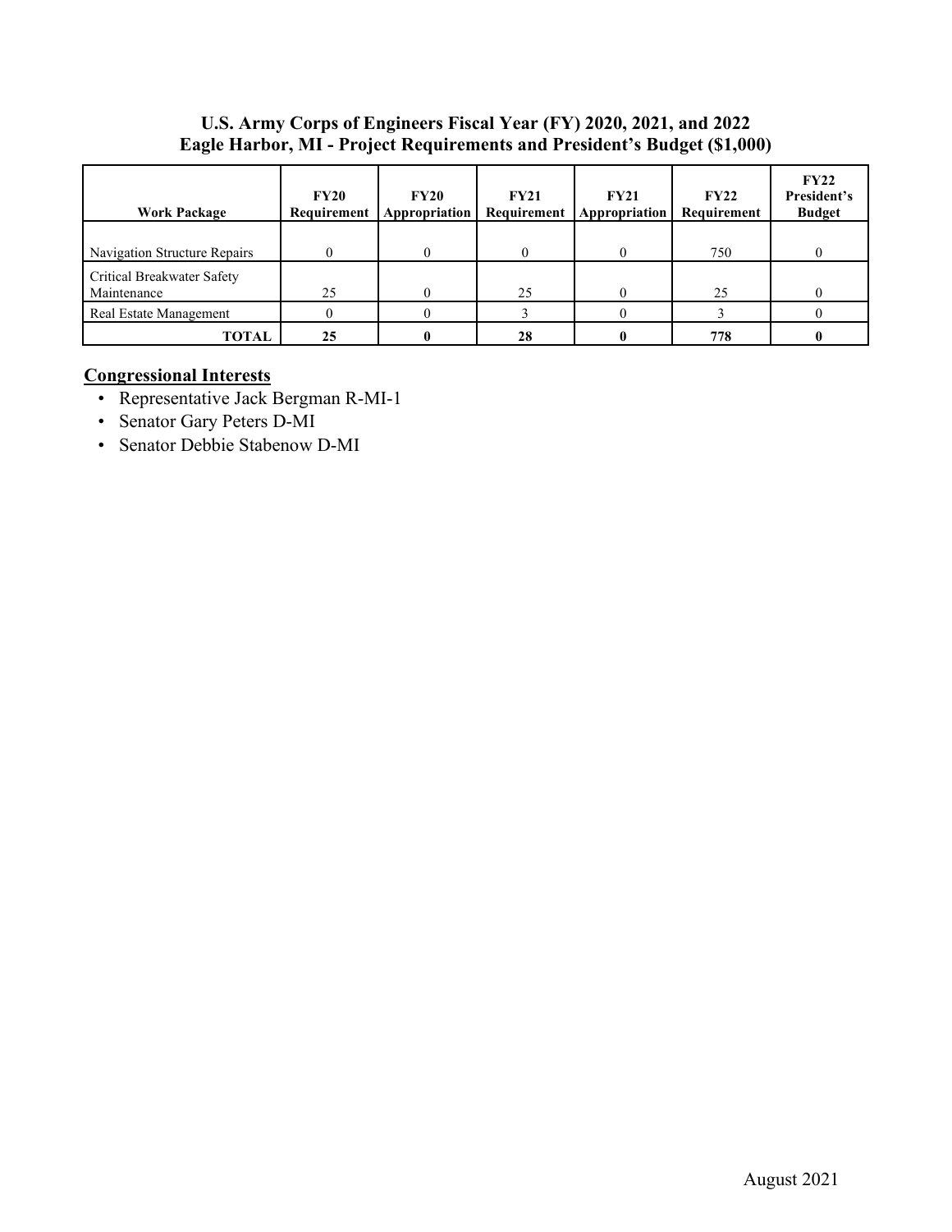## U.S. Army Corps of Engineers Fiscal Year (FY) 2020, 2021, and 2022
## Eagle Harbor, MI - Project Requirements and President's Budget ($1,000)

| Work Package | FY20 Requirement | FY20 Appropriation | FY21 Requirement | FY21 Appropriation | FY22 Requirement | FY22 President's Budget |
|---|---|---|---|---|---|---|
| Navigation Structure Repairs | 0 | 0 | 0 | 0 | 750 | 0 |
| Critical Breakwater Safety Maintenance | 25 | 0 | 25 | 0 | 25 | 0 |
| Real Estate Management | 0 | 0 | 3 | 0 | 3 | 0 |
| **TOTAL** | **25** | **0** | **28** | **0** | **778** | **0** |

**Congressional Interests**

- Representative Jack Bergman R-MI-1
- Senator Gary Peters D-MI
- Senator Debbie Stabenow D-MI

August 2021